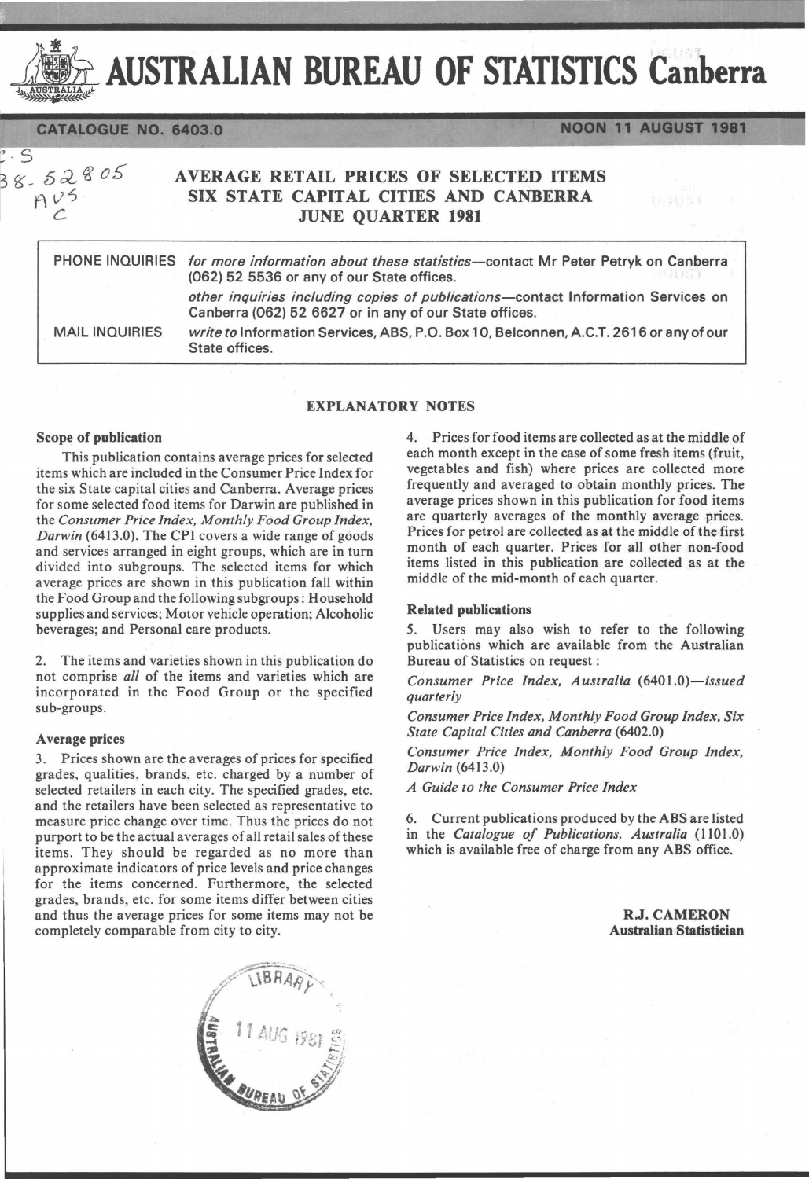# AUSTRALIAN BUREAU OF STATISTICS Canberra

**CATALOGUE NO. 6403.0** **NOON 11 AUGUST 1981**

## AVERAGE RETAIL PRICES OF SELECTED ITEMS SIX STATE CAPITAL CITIES AND CANBERRA JUNE QUARTER 1981

| | |
|---|---|
| PHONE INQUIRIES | *for more information about these statistics*—contact Mr Peter Petryk on Canberra (062) 52 5536 or any of our State offices. |
| | *other inquiries including copies of publications*—contact Information Services on Canberra (062) 52 6627 or in any of our State offices. |
| MAIL INQUIRIES | *write to* Information Services, ABS, P.O. Box 10, Belconnen, A.C.T. 2616 or any of our State offices. |

### EXPLANATORY NOTES

**Scope of publication**

This publication contains average prices for selected items which are included in the Consumer Price Index for the six State capital cities and Canberra. Average prices for some selected food items for Darwin are published in the *Consumer Price Index, Monthly Food Group Index, Darwin* (6413.0). The CPI covers a wide range of goods and services arranged in eight groups, which are in turn divided into subgroups. The selected items for which average prices are shown in this publication fall within the Food Group and the following subgroups: Household supplies and services; Motor vehicle operation; Alcoholic beverages; and Personal care products.

2. The items and varieties shown in this publication do not comprise *all* of the items and varieties which are incorporated in the Food Group or the specified sub-groups.

**Average prices**

3. Prices shown are the averages of prices for specified grades, qualities, brands, etc. charged by a number of selected retailers in each city. The specified grades, etc. and the retailers have been selected as representative to measure price change over time. Thus the prices do not purport to be the actual averages of all retail sales of these items. They should be regarded as no more than approximate indicators of price levels and price changes for the items concerned. Furthermore, the selected grades, brands, etc. for some items differ between cities and thus the average prices for some items may not be completely comparable from city to city.

4. Prices for food items are collected as at the middle of each month except in the case of some fresh items (fruit, vegetables and fish) where prices are collected more frequently and averaged to obtain monthly prices. The average prices shown in this publication for food items are quarterly averages of the monthly average prices. Prices for petrol are collected as at the middle of the first month of each quarter. Prices for all other non-food items listed in this publication are collected as at the middle of the mid-month of each quarter.

**Related publications**

5. Users may also wish to refer to the following publications which are available from the Australian Bureau of Statistics on request:

*Consumer Price Index, Australia* (6401.0)—*issued quarterly*

*Consumer Price Index, Monthly Food Group Index, Six State Capital Cities and Canberra* (6402.0)

*Consumer Price Index, Monthly Food Group Index, Darwin* (6413.0)

*A Guide to the Consumer Price Index*

6. Current publications produced by the ABS are listed in the *Catalogue of Publications, Australia* (1101.0) which is available free of charge from any ABS office.

**R.J. CAMERON**
**Australian Statistician**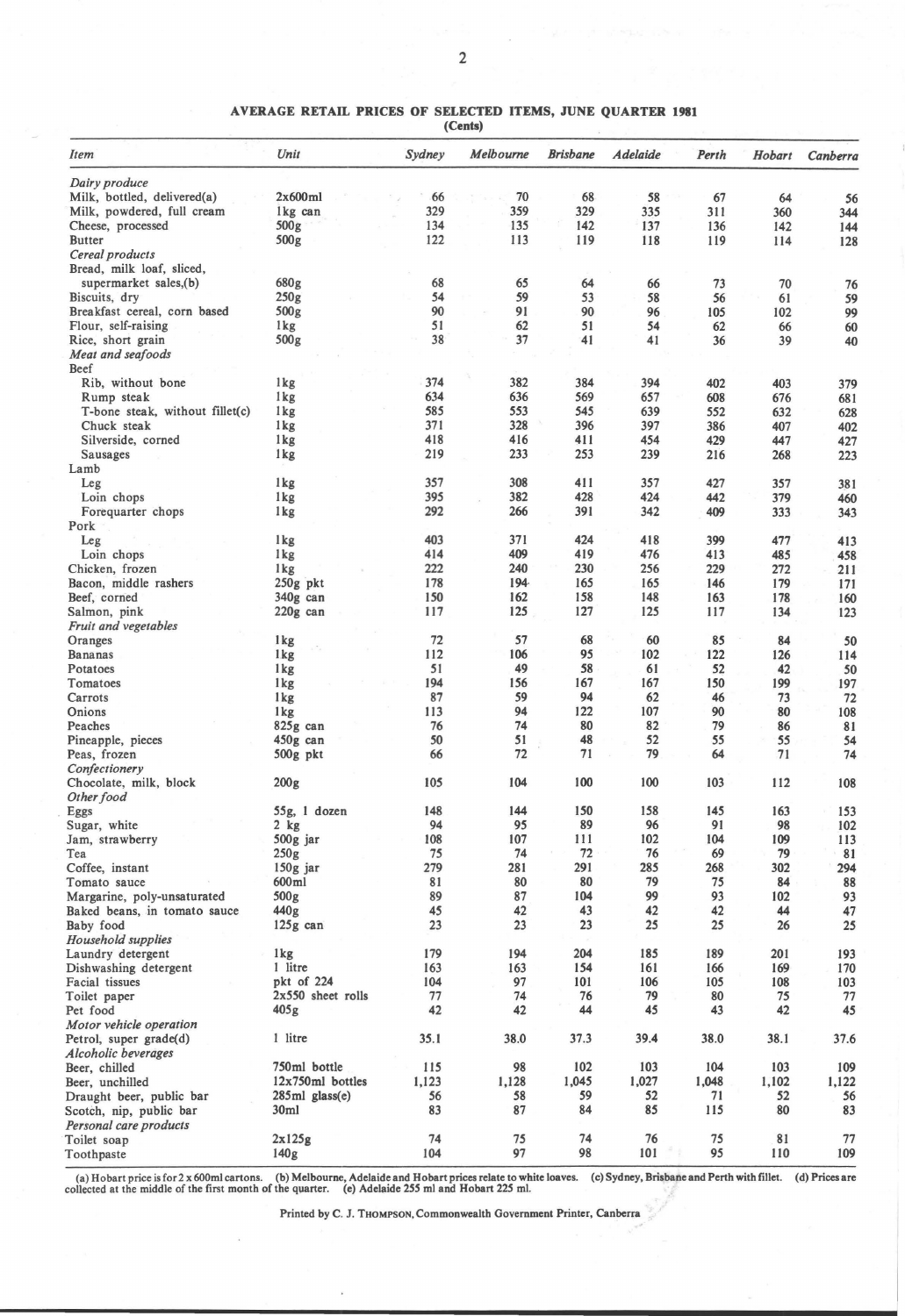## AVERAGE RETAIL PRICES OF SELECTED ITEMS, JUNE QUARTER 1981

(Cents)

| Item | Unit | Sydney | Melbourne | Brisbane | Adelaide | Perth | Hobart | Canberra |
|---|---|---|---|---|---|---|---|---|
| *Dairy produce* | | | | | | | | |
| Milk, bottled, delivered(a) | 2x600ml | 66 | 70 | 68 | 58 | 67 | 64 | 56 |
| Milk, powdered, full cream | 1kg can | 329 | 359 | 329 | 335 | 311 | 360 | 344 |
| Cheese, processed | 500g | 134 | 135 | 142 | 137 | 136 | 142 | 144 |
| Butter | 500g | 122 | 113 | 119 | 118 | 119 | 114 | 128 |
| *Cereal products* | | | | | | | | |
| Bread, milk loaf, sliced, supermarket sales,(b) | 680g | 68 | 65 | 64 | 66 | 73 | 70 | 76 |
| Biscuits, dry | 250g | 54 | 59 | 53 | 58 | 56 | 61 | 59 |
| Breakfast cereal, corn based | 500g | 90 | 91 | 90 | 96 | 105 | 102 | 99 |
| Flour, self-raising | 1kg | 51 | 62 | 51 | 54 | 62 | 66 | 60 |
| Rice, short grain | 500g | 38 | 37 | 41 | 41 | 36 | 39 | 40 |
| *Meat and seafoods* | | | | | | | | |
| Beef | | | | | | | | |
| Rib, without bone | 1kg | 374 | 382 | 384 | 394 | 402 | 403 | 379 |
| Rump steak | 1kg | 634 | 636 | 569 | 657 | 608 | 676 | 681 |
| T-bone steak, without fillet(c) | 1kg | 585 | 553 | 545 | 639 | 552 | 632 | 628 |
| Chuck steak | 1kg | 371 | 328 | 396 | 397 | 386 | 407 | 402 |
| Silverside, corned | 1kg | 418 | 416 | 411 | 454 | 429 | 447 | 427 |
| Sausages | 1kg | 219 | 233 | 253 | 239 | 216 | 268 | 223 |
| Lamb | | | | | | | | |
| Leg | 1kg | 357 | 308 | 411 | 357 | 427 | 357 | 381 |
| Loin chops | 1kg | 395 | 382 | 428 | 424 | 442 | 379 | 460 |
| Forequarter chops | 1kg | 292 | 266 | 391 | 342 | 409 | 333 | 343 |
| Pork | | | | | | | | |
| Leg | 1kg | 403 | 371 | 424 | 418 | 399 | 477 | 413 |
| Loin chops | 1kg | 414 | 409 | 419 | 476 | 413 | 485 | 458 |
| Chicken, frozen | 1kg | 222 | 240 | 230 | 256 | 229 | 272 | 211 |
| Bacon, middle rashers | 250g pkt | 178 | 194 | 165 | 165 | 146 | 179 | 171 |
| Beef, corned | 340g can | 150 | 162 | 158 | 148 | 163 | 178 | 160 |
| Salmon, pink | 220g can | 117 | 125 | 127 | 125 | 117 | 134 | 123 |
| *Fruit and vegetables* | | | | | | | | |
| Oranges | 1kg | 72 | 57 | 68 | 60 | 85 | 84 | 50 |
| Bananas | 1kg | 112 | 106 | 95 | 102 | 122 | 126 | 114 |
| Potatoes | 1kg | 51 | 49 | 58 | 61 | 52 | 42 | 50 |
| Tomatoes | 1kg | 194 | 156 | 167 | 167 | 150 | 199 | 197 |
| Carrots | 1kg | 87 | 59 | 94 | 62 | 46 | 73 | 72 |
| Onions | 1kg | 113 | 94 | 122 | 107 | 90 | 80 | 108 |
| Peaches | 825g can | 76 | 74 | 80 | 82 | 79 | 86 | 81 |
| Pineapple, pieces | 450g can | 50 | 51 | 48 | 52 | 55 | 55 | 54 |
| Peas, frozen | 500g pkt | 66 | 72 | 71 | 79 | 64 | 71 | 74 |
| *Confectionery* | | | | | | | | |
| Chocolate, milk, block | 200g | 105 | 104 | 100 | 100 | 103 | 112 | 108 |
| *Other food* | | | | | | | | |
| Eggs | 55g, 1 dozen | 148 | 144 | 150 | 158 | 145 | 163 | 153 |
| Sugar, white | 2 kg | 94 | 95 | 89 | 96 | 91 | 98 | 102 |
| Jam, strawberry | 500g jar | 108 | 107 | 111 | 102 | 104 | 109 | 113 |
| Tea | 250g | 75 | 74 | 72 | 76 | 69 | 79 | 81 |
| Coffee, instant | 150g jar | 279 | 281 | 291 | 285 | 268 | 302 | 294 |
| Tomato sauce | 600ml | 81 | 80 | 80 | 79 | 75 | 84 | 88 |
| Margarine, poly-unsaturated | 500g | 89 | 87 | 104 | 99 | 93 | 102 | 93 |
| Baked beans, in tomato sauce | 440g | 45 | 42 | 43 | 42 | 42 | 44 | 47 |
| Baby food | 125g can | 23 | 23 | 23 | 25 | 25 | 26 | 25 |
| *Household supplies* | | | | | | | | |
| Laundry detergent | 1kg | 179 | 194 | 204 | 185 | 189 | 201 | 193 |
| Dishwashing detergent | 1 litre | 163 | 163 | 154 | 161 | 166 | 169 | 170 |
| Facial tissues | pkt of 224 | 104 | 97 | 101 | 106 | 105 | 108 | 103 |
| Toilet paper | 2x550 sheet rolls | 77 | 74 | 76 | 79 | 80 | 75 | 77 |
| Pet food | 405g | 42 | 42 | 44 | 45 | 43 | 42 | 45 |
| *Motor vehicle operation* | | | | | | | | |
| Petrol, super grade(d) | 1 litre | 35.1 | 38.0 | 37.3 | 39.4 | 38.0 | 38.1 | 37.6 |
| *Alcoholic beverages* | | | | | | | | |
| Beer, chilled | 750ml bottle | 115 | 98 | 102 | 103 | 104 | 103 | 109 |
| Beer, unchilled | 12x750ml bottles | 1,123 | 1,128 | 1,045 | 1,027 | 1,048 | 1,102 | 1,122 |
| Draught beer, public bar | 285ml glass(e) | 56 | 58 | 59 | 52 | 71 | 52 | 56 |
| Scotch, nip, public bar | 30ml | 83 | 87 | 84 | 85 | 115 | 80 | 83 |
| *Personal care products* | | | | | | | | |
| Toilet soap | 2x125g | 74 | 75 | 74 | 76 | 75 | 81 | 77 |
| Toothpaste | 140g | 104 | 97 | 98 | 101 | 95 | 110 | 109 |

(a) Hobart price is for 2 x 600ml cartons. (b) Melbourne, Adelaide and Hobart prices relate to white loaves. (c) Sydney, Brisbane and Perth with fillet. (d) Prices are collected at the middle of the first month of the quarter. (e) Adelaide 255 ml and Hobart 225 ml.

Printed by C. J. THOMPSON, Commonwealth Government Printer, Canberra